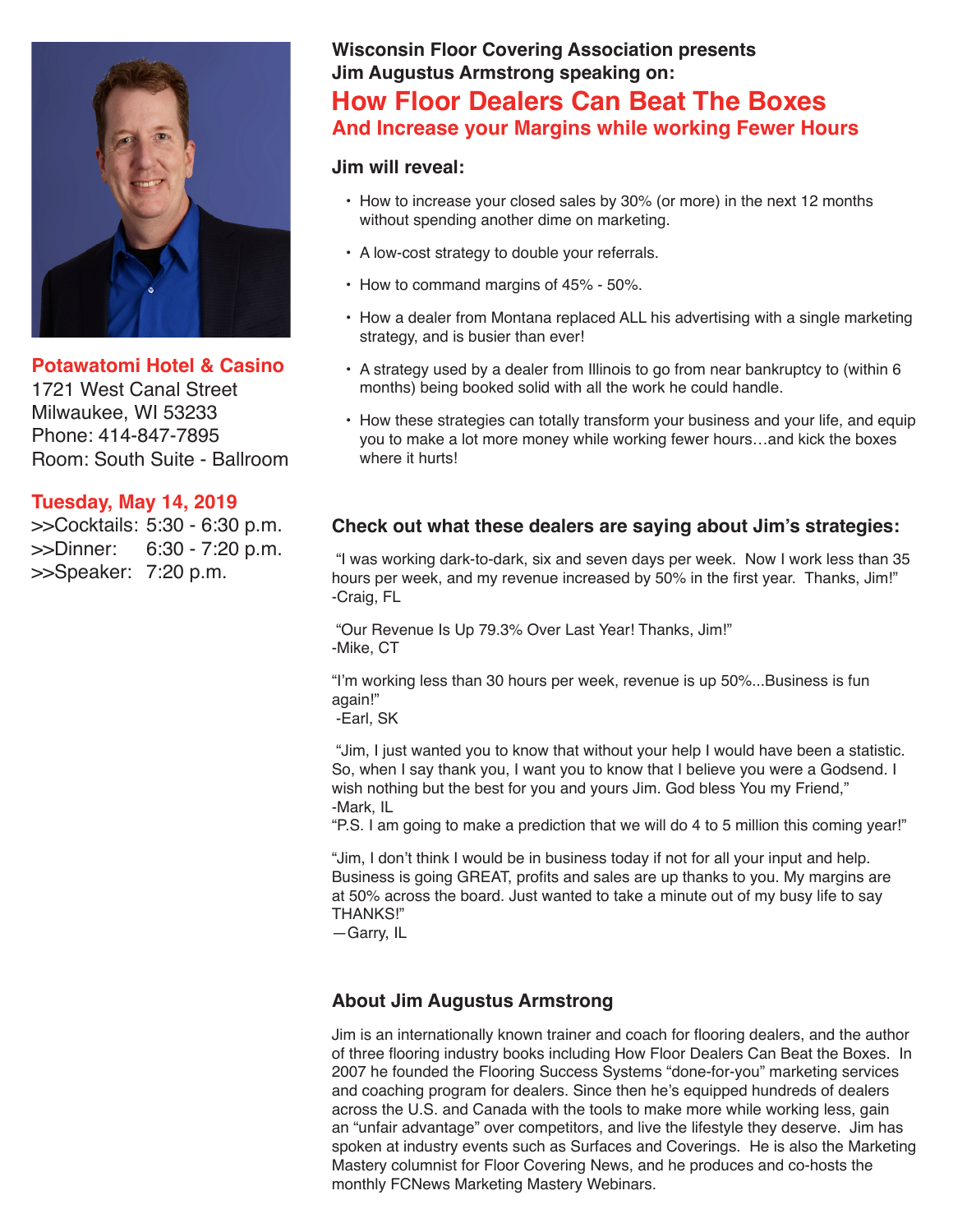**Wisconsin Floor Covering Association presents**
**Jim Augustus Armstrong speaking on:**

# How Floor Dealers Can Beat The Boxes

## And Increase your Margins while working Fewer Hours

**Potawatomi Hotel & Casino**
1721 West Canal Street
Milwaukee, WI 53233
Phone: 414-847-7895
Room: South Suite - Ballroom

**Tuesday, May 14, 2019**
>>Cocktails: 5:30 - 6:30 p.m.
>>Dinner: 6:30 - 7:20 p.m.
>>Speaker: 7:20 p.m.

### Jim will reveal:

- How to increase your closed sales by 30% (or more) in the next 12 months without spending another dime on marketing.
- A low-cost strategy to double your referrals.
- How to command margins of 45% - 50%.
- How a dealer from Montana replaced ALL his advertising with a single marketing strategy, and is busier than ever!
- A strategy used by a dealer from Illinois to go from near bankruptcy to (within 6 months) being booked solid with all the work he could handle.
- How these strategies can totally transform your business and your life, and equip you to make a lot more money while working fewer hours…and kick the boxes where it hurts!

### Check out what these dealers are saying about Jim's strategies:

"I was working dark-to-dark, six and seven days per week. Now I work less than 35 hours per week, and my revenue increased by 50% in the first year. Thanks, Jim!"
-Craig, FL

"Our Revenue Is Up 79.3% Over Last Year! Thanks, Jim!"
-Mike, CT

"I'm working less than 30 hours per week, revenue is up 50%...Business is fun again!"
-Earl, SK

"Jim, I just wanted you to know that without your help I would have been a statistic. So, when I say thank you, I want you to know that I believe you were a Godsend. I wish nothing but the best for you and yours Jim. God bless You my Friend,"
-Mark, IL
"P.S. I am going to make a prediction that we will do 4 to 5 million this coming year!"

"Jim, I don't think I would be in business today if not for all your input and help. Business is going GREAT, profits and sales are up thanks to you. My margins are at 50% across the board. Just wanted to take a minute out of my busy life to say THANKS!"
—Garry, IL

### About Jim Augustus Armstrong

Jim is an internationally known trainer and coach for flooring dealers, and the author of three flooring industry books including How Floor Dealers Can Beat the Boxes. In 2007 he founded the Flooring Success Systems "done-for-you" marketing services and coaching program for dealers. Since then he's equipped hundreds of dealers across the U.S. and Canada with the tools to make more while working less, gain an "unfair advantage" over competitors, and live the lifestyle they deserve. Jim has spoken at industry events such as Surfaces and Coverings. He is also the Marketing Mastery columnist for Floor Covering News, and he produces and co-hosts the monthly FCNews Marketing Mastery Webinars.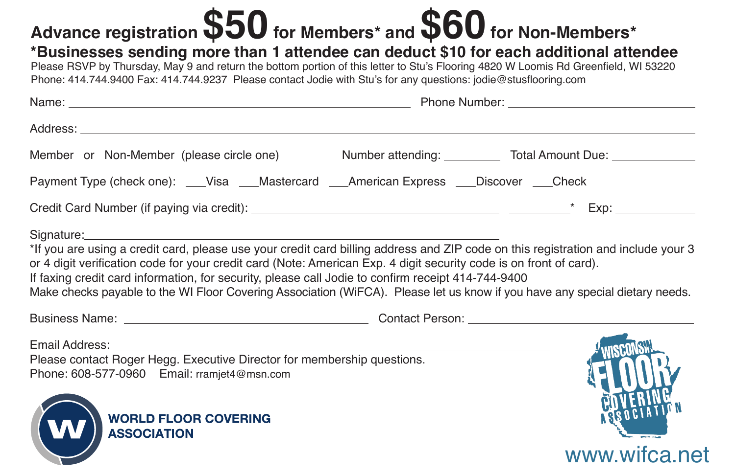# Advance registration $50 for Members* and $60 for Non-Members*

## *Businesses sending more than 1 attendee can deduct $10 for each additional attendee

Please RSVP by Thursday, May 9 and return the bottom portion of this letter to Stu's Flooring 4820 W Loomis Rd Greenfield, WI 53220
Phone: 414.744.9400 Fax: 414.744.9237 Please contact Jodie with Stu's for any questions: jodie@stusflooring.com

Name: ______________________________ Phone Number: ______________________

Address: ____________________________________________________________

Member or Non-Member (please circle one) Number attending: ________ Total Amount Due: ____________

Payment Type (check one): ___Visa ___Mastercard ___American Express ___Discover ___Check

Credit Card Number (if paying via credit): ______________________________ _________* Exp: ____________

Signature: ______________________________

*If you are using a credit card, please use your credit card billing address and ZIP code on this registration and include your 3 or 4 digit verification code for your credit card (Note: American Exp. 4 digit security code is on front of card).
If faxing credit card information, for security, please call Jodie to confirm receipt 414-744-9400
Make checks payable to the WI Floor Covering Association (WiFCA). Please let us know if you have any special dietary needs.

Business Name: ______________________________ Contact Person: ______________________________

Email Address: ______________________________________________

Please contact Roger Hegg. Executive Director for membership questions.
Phone: 608-577-0960 Email: rramjet4@msn.com

WORLD FLOOR COVERING ASSOCIATION

WISCONSIN FLOOR COVERING ASSOCIATION

www.wifca.net